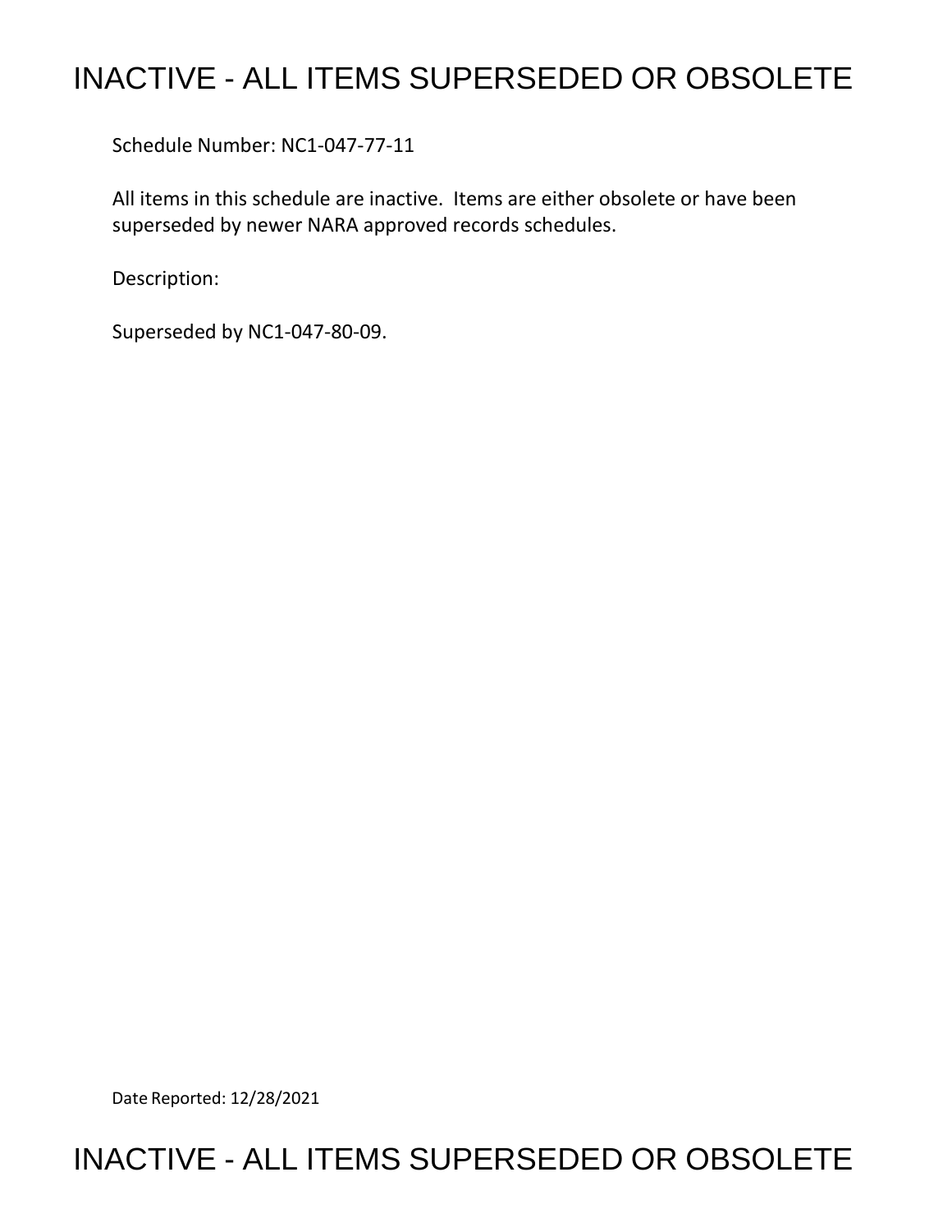# INACTIVE - ALL ITEMS SUPERSEDED OR OBSOLETE

Schedule Number: NC1-047-77-11

All items in this schedule are inactive. Items are either obsolete or have been superseded by newer NARA approved records schedules.

Description:

Superseded by NC1-047-80-09.

Date Reported: 12/28/2021

# INACTIVE - ALL ITEMS SUPERSEDED OR OBSOLETE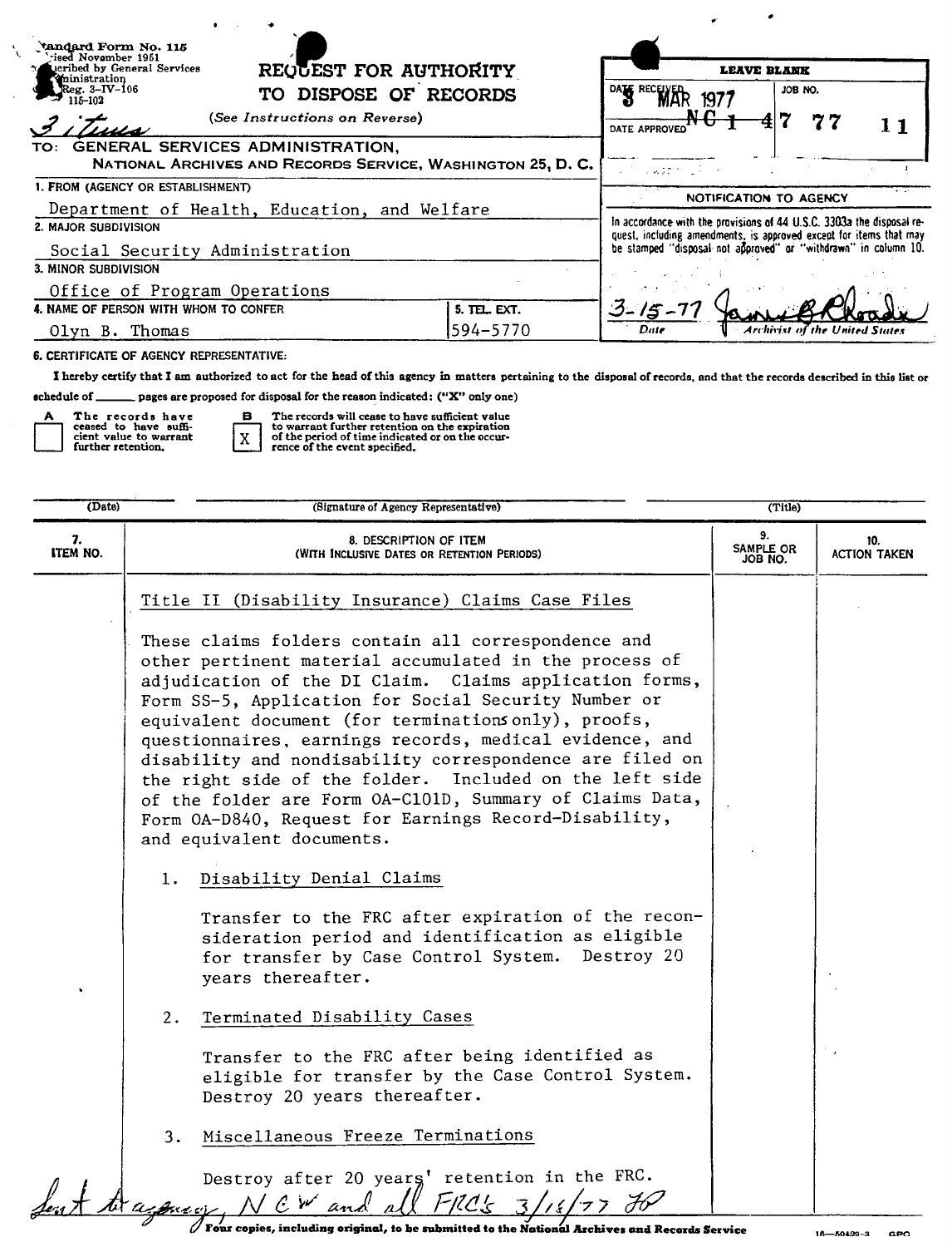Standard Form No. 115
Revised November 1951
Prescribed by General Services Administration
Reg. 3-IV-106
115-102

3 items

# REQUEST FOR AUTHORITY TO DISPOSE OF RECORDS

(See Instructions on Reverse)

TO: GENERAL SERVICES ADMINISTRATION,
NATIONAL ARCHIVES AND RECORDS SERVICE, WASHINGTON 25, D. C.

| LEAVE BLANK | |
|---|---|
| DATE RECEIVED 3 MAR 1977 | JOB NO. NC 1 47 77 11 |
| DATE APPROVED | |

**NOTIFICATION TO AGENCY**

In accordance with the provisions of 44 U.S.C. 3303a the disposal request, including amendments, is approved except for items that may be stamped "disposal not approved" or "withdrawn" in column 10.

3-15-77 (Date) — James B. Rhoads (Archivist of the United States)

1. FROM (AGENCY OR ESTABLISHMENT): Department of Health, Education, and Welfare
2. MAJOR SUBDIVISION: Social Security Administration
3. MINOR SUBDIVISION: Office of Program Operations
4. NAME OF PERSON WITH WHOM TO CONFER: Olyn B. Thomas
5. TEL. EXT.: 594-5770

6. CERTIFICATE OF AGENCY REPRESENTATIVE:

I hereby certify that I am authorized to act for the head of this agency in matters pertaining to the disposal of records, and that the records described in this list or schedule of ______ pages are proposed for disposal for the reason indicated: ("X" only one)

- [ ] **A** The records have ceased to have sufficient value to warrant further retention.
- [X] **B** The records will cease to have sufficient value to warrant further retention on the expiration of the period of time indicated or on the occurrence of the event specified.

(Date) (Signature of Agency Representative) (Title)

| 7. ITEM NO. | 8. DESCRIPTION OF ITEM (WITH INCLUSIVE DATES OR RETENTION PERIODS) | 9. SAMPLE OR JOB NO. | 10. ACTION TAKEN |
|---|---|---|---|
| | Title II (Disability Insurance) Claims Case Files | | |
| | These claims folders contain all correspondence and other pertinent material accumulated in the process of adjudication of the DI Claim. Claims application forms, Form SS-5, Application for Social Security Number or equivalent document (for terminations only), proofs, questionnaires, earnings records, medical evidence, and disability and nondisability correspondence are filed on the right side of the folder. Included on the left side of the folder are Form OA-C101D, Summary of Claims Data, Form OA-D840, Request for Earnings Record-Disability, and equivalent documents. | | |
| | 1. Disability Denial Claims<br>Transfer to the FRC after expiration of the reconsideration period and identification as eligible for transfer by Case Control System. Destroy 20 years thereafter. | | |
| | 2. Terminated Disability Cases<br>Transfer to the FRC after being identified as eligible for transfer by the Case Control System. Destroy 20 years thereafter. | | |
| | 3. Miscellaneous Freeze Terminations<br>Destroy after 20 years' retention in the FRC. | | |

Sent to agency, NCW and all FRC's 3/16/77 JO

Four copies, including original, to be submitted to the National Archives and Records Service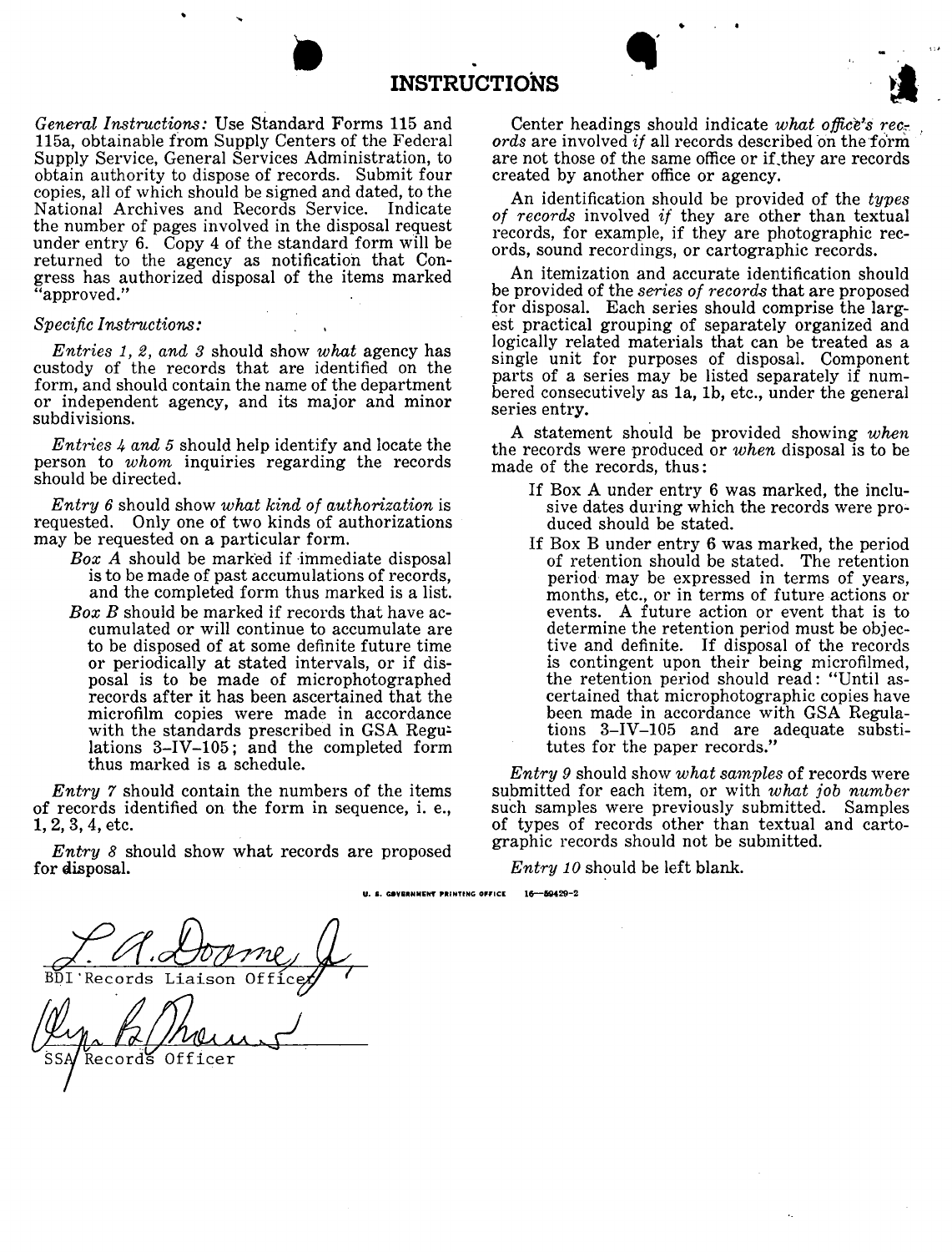# INSTRUCTIONS

*General Instructions:* Use Standard Forms 115 and 115a, obtainable from Supply Centers of the Federal Supply Service, General Services Administration, to obtain authority to dispose of records. Submit four copies, all of which should be signed and dated, to the National Archives and Records Service. Indicate the number of pages involved in the disposal request under entry 6. Copy 4 of the standard form will be returned to the agency as notification that Congress has authorized disposal of the items marked "approved."

*Specific Instructions:*

*Entries 1, 2, and 3* should show *what* agency has custody of the records that are identified on the form, and should contain the name of the department or independent agency, and its major and minor subdivisions.

*Entries 4 and 5* should help identify and locate the person to *whom* inquiries regarding the records should be directed.

*Entry 6* should show *what kind of authorization* is requested. Only one of two kinds of authorizations may be requested on a particular form.

- *Box A* should be marked if immediate disposal is to be made of past accumulations of records, and the completed form thus marked is a list.
- *Box B* should be marked if records that have accumulated or will continue to accumulate are to be disposed of at some definite future time or periodically at stated intervals, or if disposal is to be made of microphotographed records after it has been ascertained that the microfilm copies were made in accordance with the standards prescribed in GSA Regulations 3-IV-105; and the completed form thus marked is a schedule.

*Entry 7* should contain the numbers of the items of records identified on the form in sequence, i. e., 1, 2, 3, 4, etc.

*Entry 8* should show what records are proposed for disposal.

Center headings should indicate *what office's records* are involved *if* all records described on the form are not those of the same office or if they are records created by another office or agency.

An identification should be provided of the *types of records* involved *if* they are other than textual records, for example, if they are photographic records, sound recordings, or cartographic records.

An itemization and accurate identification should be provided of the *series of records* that are proposed for disposal. Each series should comprise the largest practical grouping of separately organized and logically related materials that can be treated as a single unit for purposes of disposal. Component parts of a series may be listed separately if numbered consecutively as 1a, 1b, etc., under the general series entry.

A statement should be provided showing *when* the records were produced or *when* disposal is to be made of the records, thus:

- If Box A under entry 6 was marked, the inclusive dates during which the records were produced should be stated.
- If Box B under entry 6 was marked, the period of retention should be stated. The retention period may be expressed in terms of years, months, etc., or in terms of future actions or events. A future action or event that is to determine the retention period must be objective and definite. If disposal of the records is contingent upon their being microfilmed, the retention period should read: "Until ascertained that microphotographic copies have been made in accordance with GSA Regulations 3-IV-105 and are adequate substitutes for the paper records."

*Entry 9* should show *what samples* of records were submitted for each item, or with *what job number* such samples were previously submitted. Samples of types of records other than textual and cartographic records should not be submitted.

*Entry 10* should be left blank.

U. S. GOVERNMENT PRINTING OFFICE 16—59429-2

L. A. Doome Jr.
BDI Records Liaison Officer

SSA Records Officer